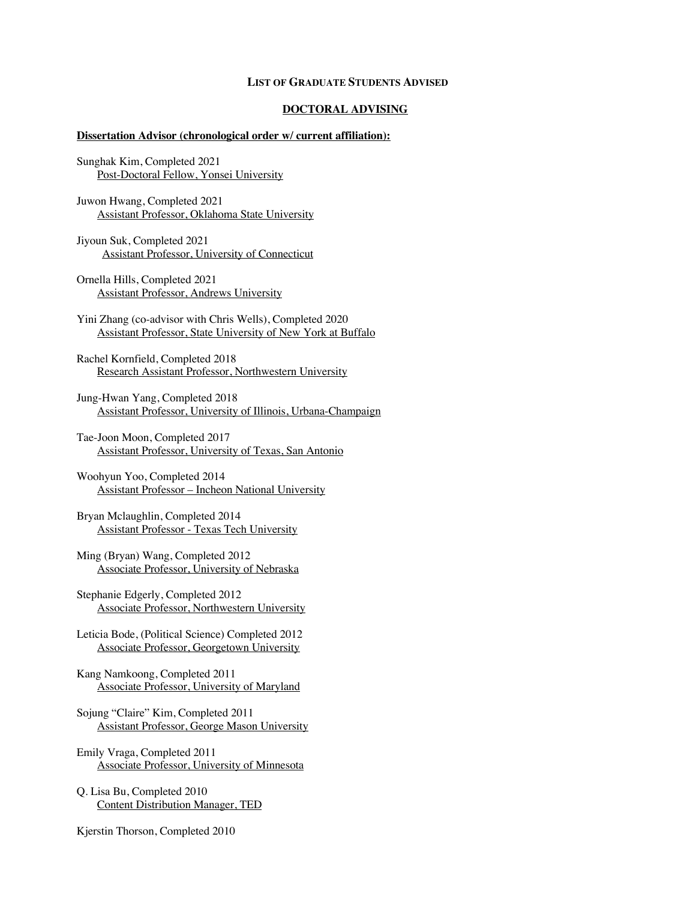## List of Graduate Students Advised

### DOCTORAL ADVISING

**Dissertation Advisor (chronological order w/ current affiliation):**

Sunghak Kim, Completed 2021
Post-Doctoral Fellow, Yonsei University

Juwon Hwang, Completed 2021
Assistant Professor, Oklahoma State University

Jiyoun Suk, Completed 2021
Assistant Professor, University of Connecticut

Ornella Hills, Completed 2021
Assistant Professor, Andrews University

Yini Zhang (co-advisor with Chris Wells), Completed 2020
Assistant Professor, State University of New York at Buffalo

Rachel Kornfield, Completed 2018
Research Assistant Professor, Northwestern University

Jung-Hwan Yang, Completed 2018
Assistant Professor, University of Illinois, Urbana-Champaign

Tae-Joon Moon, Completed 2017
Assistant Professor, University of Texas, San Antonio

Woohyun Yoo, Completed 2014
Assistant Professor – Incheon National University

Bryan Mclaughlin, Completed 2014
Assistant Professor - Texas Tech University

Ming (Bryan) Wang, Completed 2012
Associate Professor, University of Nebraska

Stephanie Edgerly, Completed 2012
Associate Professor, Northwestern University

Leticia Bode, (Political Science) Completed 2012
Associate Professor, Georgetown University

Kang Namkoong, Completed 2011
Associate Professor, University of Maryland

Sojung "Claire" Kim, Completed 2011
Assistant Professor, George Mason University

Emily Vraga, Completed 2011
Associate Professor, University of Minnesota

Q. Lisa Bu, Completed 2010
Content Distribution Manager, TED

Kjerstin Thorson, Completed 2010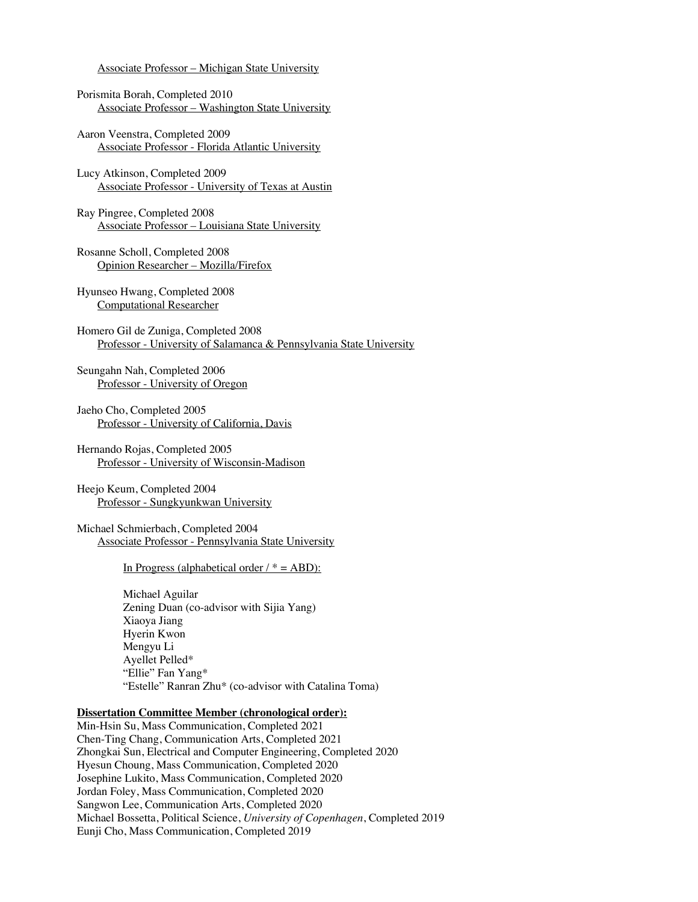Associate Professor – Michigan State University

Porismita Borah, Completed 2010
Associate Professor – Washington State University

Aaron Veenstra, Completed 2009
Associate Professor - Florida Atlantic University

Lucy Atkinson, Completed 2009
Associate Professor - University of Texas at Austin

Ray Pingree, Completed 2008
Associate Professor – Louisiana State University

Rosanne Scholl, Completed 2008
Opinion Researcher – Mozilla/Firefox

Hyunseo Hwang, Completed 2008
Computational Researcher

Homero Gil de Zuniga, Completed 2008
Professor - University of Salamanca & Pennsylvania State University

Seungahn Nah, Completed 2006
Professor - University of Oregon

Jaeho Cho, Completed 2005
Professor - University of California, Davis

Hernando Rojas, Completed 2005
Professor - University of Wisconsin-Madison

Heejo Keum, Completed 2004
Professor - Sungkyunkwan University

Michael Schmierbach, Completed 2004
Associate Professor - Pennsylvania State University

In Progress (alphabetical order / * = ABD):

Michael Aguilar
Zening Duan (co-advisor with Sijia Yang)
Xiaoya Jiang
Hyerin Kwon
Mengyu Li
Ayellet Pelled*
"Ellie" Fan Yang*
"Estelle" Ranran Zhu* (co-advisor with Catalina Toma)

**Dissertation Committee Member (chronological order):**

Min-Hsin Su, Mass Communication, Completed 2021
Chen-Ting Chang, Communication Arts, Completed 2021
Zhongkai Sun, Electrical and Computer Engineering, Completed 2020
Hyesun Choung, Mass Communication, Completed 2020
Josephine Lukito, Mass Communication, Completed 2020
Jordan Foley, Mass Communication, Completed 2020
Sangwon Lee, Communication Arts, Completed 2020
Michael Bossetta, Political Science, *University of Copenhagen*, Completed 2019
Eunji Cho, Mass Communication, Completed 2019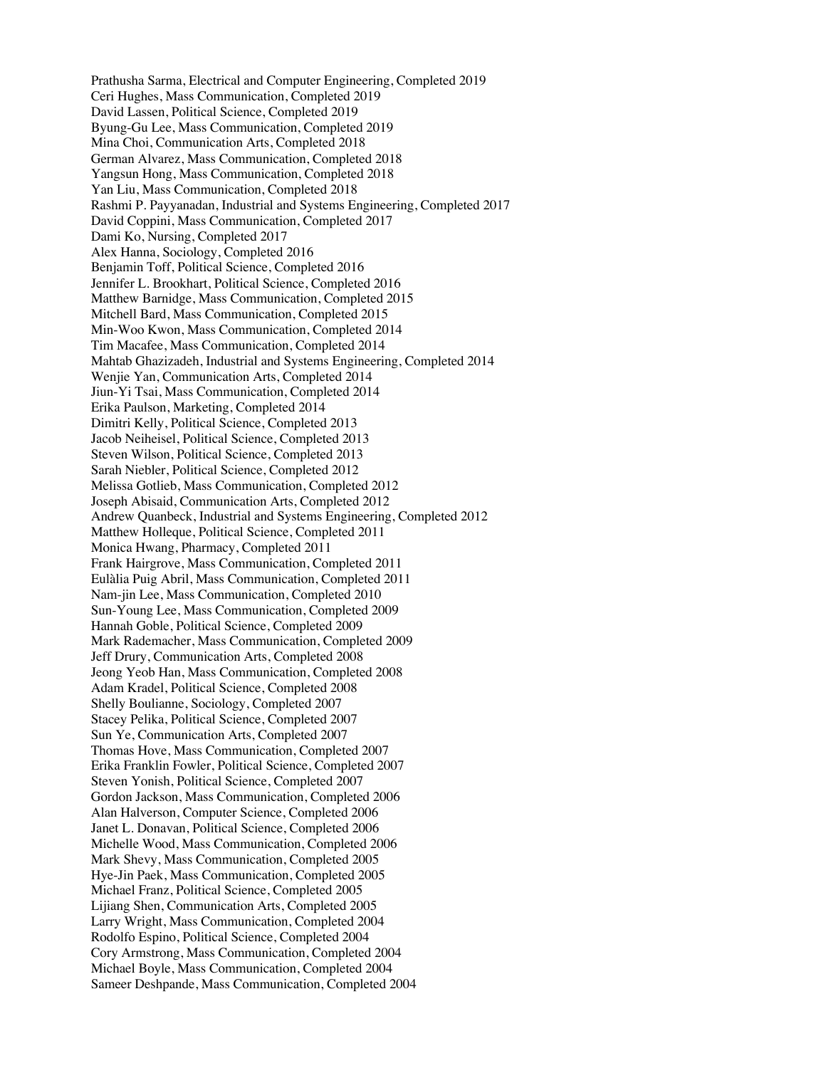Prathusha Sarma, Electrical and Computer Engineering, Completed 2019
Ceri Hughes, Mass Communication, Completed 2019
David Lassen, Political Science, Completed 2019
Byung-Gu Lee, Mass Communication, Completed 2019
Mina Choi, Communication Arts, Completed 2018
German Alvarez, Mass Communication, Completed 2018
Yangsun Hong, Mass Communication, Completed 2018
Yan Liu, Mass Communication, Completed 2018
Rashmi P. Payyanadan, Industrial and Systems Engineering, Completed 2017
David Coppini, Mass Communication, Completed 2017
Dami Ko, Nursing, Completed 2017
Alex Hanna, Sociology, Completed 2016
Benjamin Toff, Political Science, Completed 2016
Jennifer L. Brookhart, Political Science, Completed 2016
Matthew Barnidge, Mass Communication, Completed 2015
Mitchell Bard, Mass Communication, Completed 2015
Min-Woo Kwon, Mass Communication, Completed 2014
Tim Macafee, Mass Communication, Completed 2014
Mahtab Ghazizadeh, Industrial and Systems Engineering, Completed 2014
Wenjie Yan, Communication Arts, Completed 2014
Jiun-Yi Tsai, Mass Communication, Completed 2014
Erika Paulson, Marketing, Completed 2014
Dimitri Kelly, Political Science, Completed 2013
Jacob Neiheisel, Political Science, Completed 2013
Steven Wilson, Political Science, Completed 2013
Sarah Niebler, Political Science, Completed 2012
Melissa Gotlieb, Mass Communication, Completed 2012
Joseph Abisaid, Communication Arts, Completed 2012
Andrew Quanbeck, Industrial and Systems Engineering, Completed 2012
Matthew Holleque, Political Science, Completed 2011
Monica Hwang, Pharmacy, Completed 2011
Frank Hairgrove, Mass Communication, Completed 2011
Eulàlia Puig Abril, Mass Communication, Completed 2011
Nam-jin Lee, Mass Communication, Completed 2010
Sun-Young Lee, Mass Communication, Completed 2009
Hannah Goble, Political Science, Completed 2009
Mark Rademacher, Mass Communication, Completed 2009
Jeff Drury, Communication Arts, Completed 2008
Jeong Yeob Han, Mass Communication, Completed 2008
Adam Kradel, Political Science, Completed 2008
Shelly Boulianne, Sociology, Completed 2007
Stacey Pelika, Political Science, Completed 2007
Sun Ye, Communication Arts, Completed 2007
Thomas Hove, Mass Communication, Completed 2007
Erika Franklin Fowler, Political Science, Completed 2007
Steven Yonish, Political Science, Completed 2007
Gordon Jackson, Mass Communication, Completed 2006
Alan Halverson, Computer Science, Completed 2006
Janet L. Donavan, Political Science, Completed 2006
Michelle Wood, Mass Communication, Completed 2006
Mark Shevy, Mass Communication, Completed 2005
Hye-Jin Paek, Mass Communication, Completed 2005
Michael Franz, Political Science, Completed 2005
Lijiang Shen, Communication Arts, Completed 2005
Larry Wright, Mass Communication, Completed 2004
Rodolfo Espino, Political Science, Completed 2004
Cory Armstrong, Mass Communication, Completed 2004
Michael Boyle, Mass Communication, Completed 2004
Sameer Deshpande, Mass Communication, Completed 2004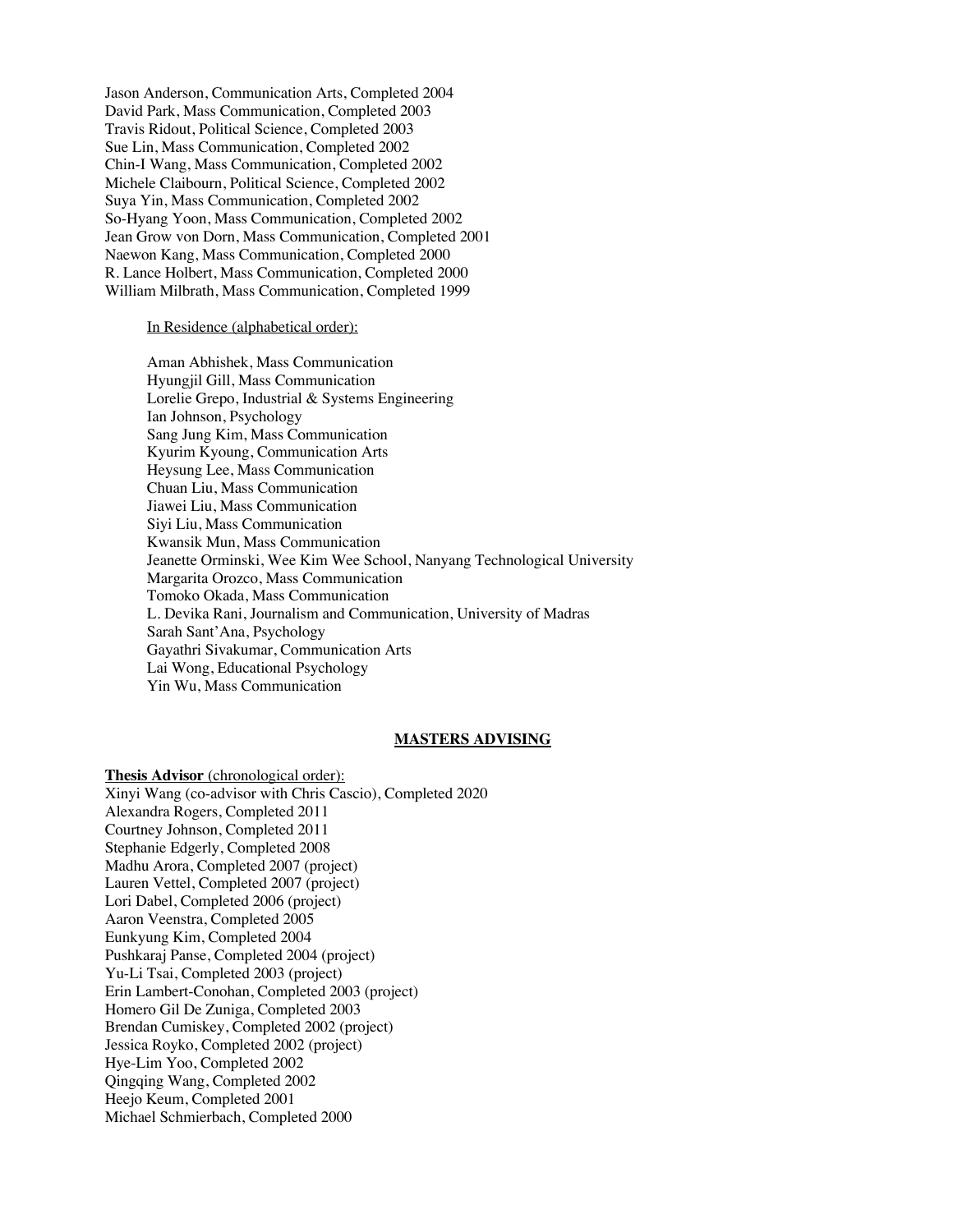Jason Anderson, Communication Arts, Completed 2004
David Park, Mass Communication, Completed 2003
Travis Ridout, Political Science, Completed 2003
Sue Lin, Mass Communication, Completed 2002
Chin-I Wang, Mass Communication, Completed 2002
Michele Claibourn, Political Science, Completed 2002
Suya Yin, Mass Communication, Completed 2002
So-Hyang Yoon, Mass Communication, Completed 2002
Jean Grow von Dorn, Mass Communication, Completed 2001
Naewon Kang, Mass Communication, Completed 2000
R. Lance Holbert, Mass Communication, Completed 2000
William Milbrath, Mass Communication, Completed 1999

In Residence (alphabetical order):

Aman Abhishek, Mass Communication
Hyungjil Gill, Mass Communication
Lorelie Grepo, Industrial & Systems Engineering
Ian Johnson, Psychology
Sang Jung Kim, Mass Communication
Kyurim Kyoung, Communication Arts
Heysung Lee, Mass Communication
Chuan Liu, Mass Communication
Jiawei Liu, Mass Communication
Siyi Liu, Mass Communication
Kwansik Mun, Mass Communication
Jeanette Orminski, Wee Kim Wee School, Nanyang Technological University
Margarita Orozco, Mass Communication
Tomoko Okada, Mass Communication
L. Devika Rani, Journalism and Communication, University of Madras
Sarah Sant'Ana, Psychology
Gayathri Sivakumar, Communication Arts
Lai Wong, Educational Psychology
Yin Wu, Mass Communication

## MASTERS ADVISING

**Thesis Advisor** (chronological order):

Xinyi Wang (co-advisor with Chris Cascio), Completed 2020
Alexandra Rogers, Completed 2011
Courtney Johnson, Completed 2011
Stephanie Edgerly, Completed 2008
Madhu Arora, Completed 2007 (project)
Lauren Vettel, Completed 2007 (project)
Lori Dabel, Completed 2006 (project)
Aaron Veenstra, Completed 2005
Eunkyung Kim, Completed 2004
Pushkaraj Panse, Completed 2004 (project)
Yu-Li Tsai, Completed 2003 (project)
Erin Lambert-Conohan, Completed 2003 (project)
Homero Gil De Zuniga, Completed 2003
Brendan Cumiskey, Completed 2002 (project)
Jessica Royko, Completed 2002 (project)
Hye-Lim Yoo, Completed 2002
Qingqing Wang, Completed 2002
Heejo Keum, Completed 2001
Michael Schmierbach, Completed 2000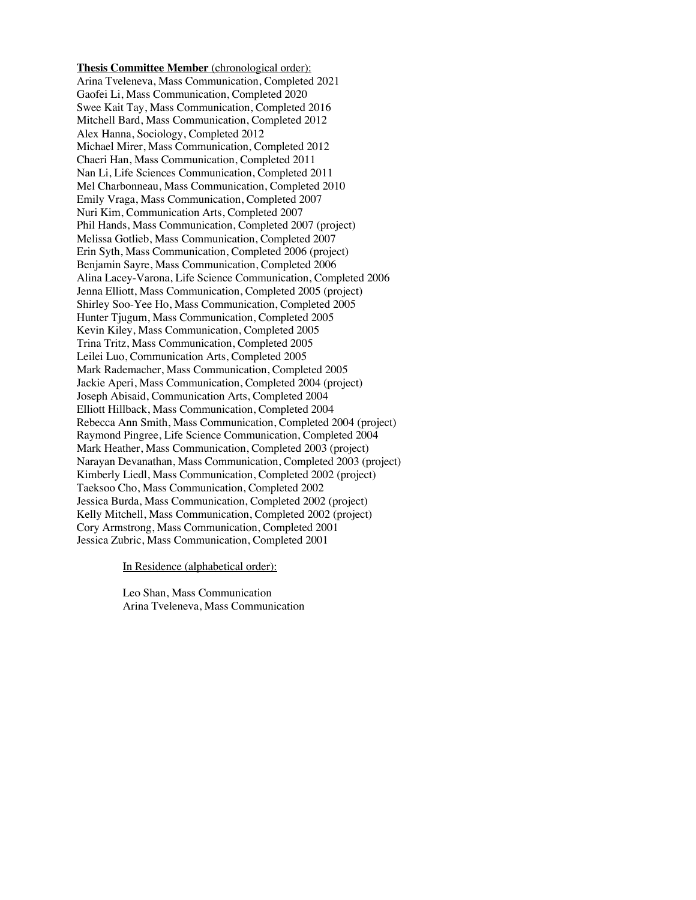**Thesis Committee Member** (chronological order):

Arina Tveleneva, Mass Communication, Completed 2021
Gaofei Li, Mass Communication, Completed 2020
Swee Kait Tay, Mass Communication, Completed 2016
Mitchell Bard, Mass Communication, Completed 2012
Alex Hanna, Sociology, Completed 2012
Michael Mirer, Mass Communication, Completed 2012
Chaeri Han, Mass Communication, Completed 2011
Nan Li, Life Sciences Communication, Completed 2011
Mel Charbonneau, Mass Communication, Completed 2010
Emily Vraga, Mass Communication, Completed 2007
Nuri Kim, Communication Arts, Completed 2007
Phil Hands, Mass Communication, Completed 2007 (project)
Melissa Gotlieb, Mass Communication, Completed 2007
Erin Syth, Mass Communication, Completed 2006 (project)
Benjamin Sayre, Mass Communication, Completed 2006
Alina Lacey-Varona, Life Science Communication, Completed 2006
Jenna Elliott, Mass Communication, Completed 2005 (project)
Shirley Soo-Yee Ho, Mass Communication, Completed 2005
Hunter Tjugum, Mass Communication, Completed 2005
Kevin Kiley, Mass Communication, Completed 2005
Trina Tritz, Mass Communication, Completed 2005
Leilei Luo, Communication Arts, Completed 2005
Mark Rademacher, Mass Communication, Completed 2005
Jackie Aperi, Mass Communication, Completed 2004 (project)
Joseph Abisaid, Communication Arts, Completed 2004
Elliott Hillback, Mass Communication, Completed 2004
Rebecca Ann Smith, Mass Communication, Completed 2004 (project)
Raymond Pingree, Life Science Communication, Completed 2004
Mark Heather, Mass Communication, Completed 2003 (project)
Narayan Devanathan, Mass Communication, Completed 2003 (project)
Kimberly Liedl, Mass Communication, Completed 2002 (project)
Taeksoo Cho, Mass Communication, Completed 2002
Jessica Burda, Mass Communication, Completed 2002 (project)
Kelly Mitchell, Mass Communication, Completed 2002 (project)
Cory Armstrong, Mass Communication, Completed 2001
Jessica Zubric, Mass Communication, Completed 2001

In Residence (alphabetical order):

Leo Shan, Mass Communication
Arina Tveleneva, Mass Communication